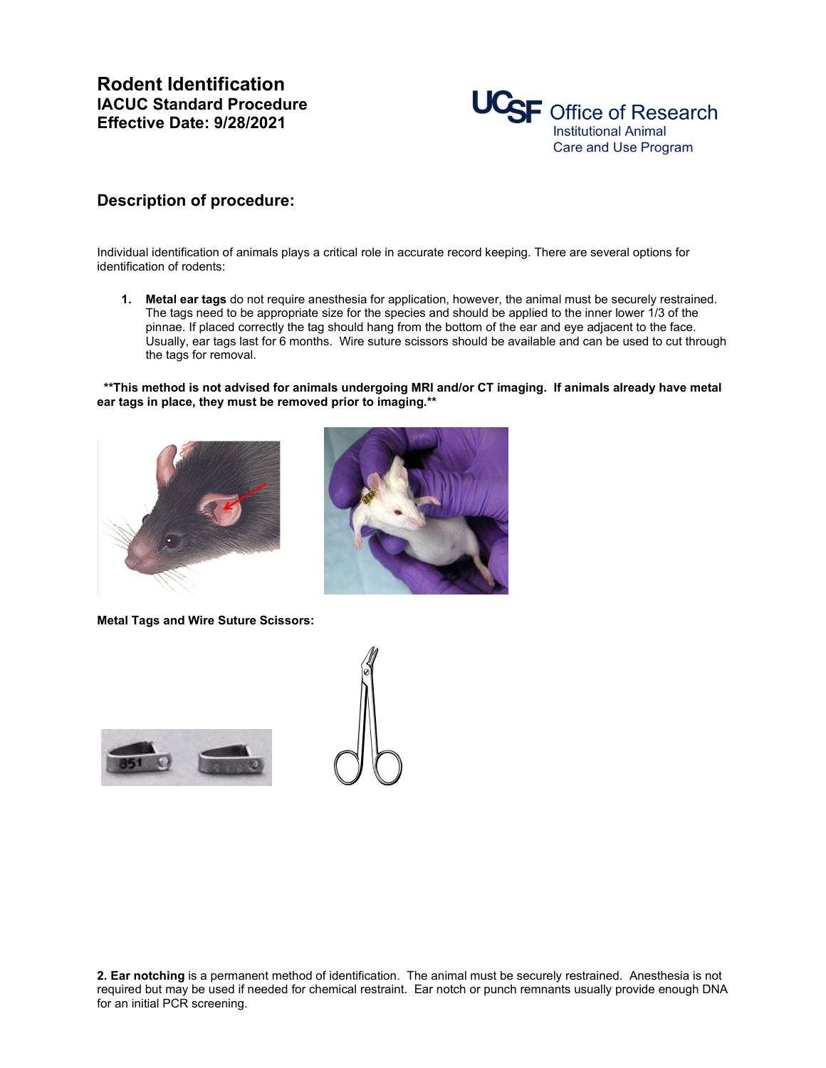# Rodent Identification

**IACUC Standard Procedure**
**Effective Date: 9/28/2021**

UCSF Office of Research
Institutional Animal Care and Use Program

## Description of procedure:

Individual identification of animals plays a critical role in accurate record keeping. There are several options for identification of rodents:

1. **Metal ear tags** do not require anesthesia for application, however, the animal must be securely restrained. The tags need to be appropriate size for the species and should be applied to the inner lower 1/3 of the pinnae. If placed correctly the tag should hang from the bottom of the ear and eye adjacent to the face. Usually, ear tags last for 6 months. Wire suture scissors should be available and can be used to cut through the tags for removal.

**\*\*This method is not advised for animals undergoing MRI and/or CT imaging. If animals already have metal ear tags in place, they must be removed prior to imaging.\*\***

**Metal Tags and Wire Suture Scissors:**

**2. Ear notching** is a permanent method of identification. The animal must be securely restrained. Anesthesia is not required but may be used if needed for chemical restraint. Ear notch or punch remnants usually provide enough DNA for an initial PCR screening.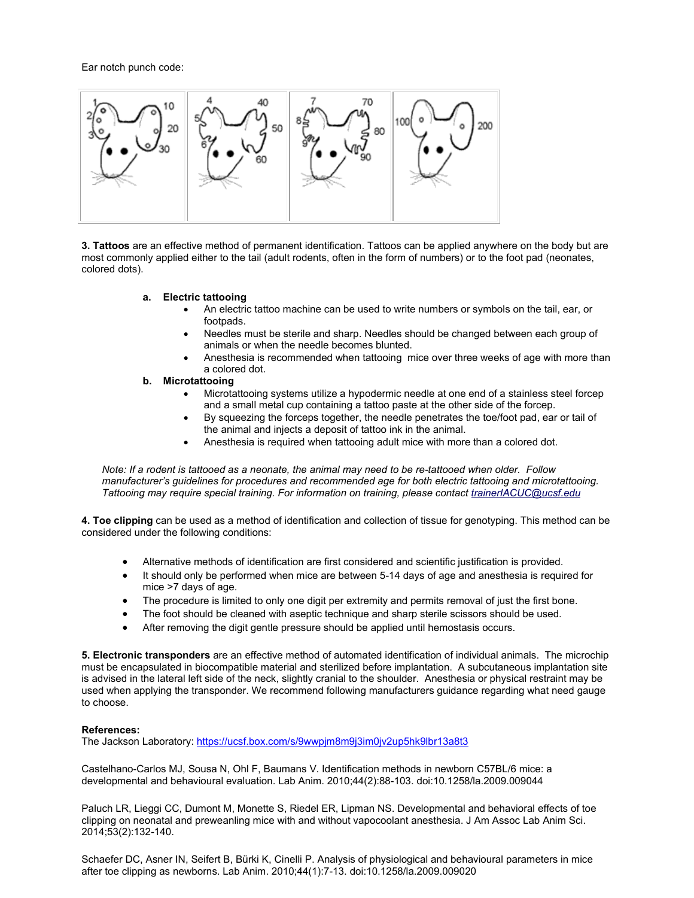Ear notch punch code:

1 2 3 10 20 30

4 5 6 40 50 60

7 8 9 70 80 90

100 200

**3. Tattoos** are an effective method of permanent identification. Tattoos can be applied anywhere on the body but are most commonly applied either to the tail (adult rodents, often in the form of numbers) or to the foot pad (neonates, colored dots).

**a. Electric tattooing**

- An electric tattoo machine can be used to write numbers or symbols on the tail, ear, or footpads.
- Needles must be sterile and sharp. Needles should be changed between each group of animals or when the needle becomes blunted.
- Anesthesia is recommended when tattooing mice over three weeks of age with more than a colored dot.

**b. Microtattooing**

- Microtattooing systems utilize a hypodermic needle at one end of a stainless steel forcep and a small metal cup containing a tattoo paste at the other side of the forcep.
- By squeezing the forceps together, the needle penetrates the toe/foot pad, ear or tail of the animal and injects a deposit of tattoo ink in the animal.
- Anesthesia is required when tattooing adult mice with more than a colored dot.

*Note: If a rodent is tattooed as a neonate, the animal may need to be re-tattooed when older. Follow manufacturer's guidelines for procedures and recommended age for both electric tattooing and microtattooing. Tattooing may require special training. For information on training, please contact trainerIACUC@ucsf.edu*

**4. Toe clipping** can be used as a method of identification and collection of tissue for genotyping. This method can be considered under the following conditions:

- Alternative methods of identification are first considered and scientific justification is provided.
- It should only be performed when mice are between 5-14 days of age and anesthesia is required for mice >7 days of age.
- The procedure is limited to only one digit per extremity and permits removal of just the first bone.
- The foot should be cleaned with aseptic technique and sharp sterile scissors should be used.
- After removing the digit gentle pressure should be applied until hemostasis occurs.

**5. Electronic transponders** are an effective method of automated identification of individual animals. The microchip must be encapsulated in biocompatible material and sterilized before implantation. A subcutaneous implantation site is advised in the lateral left side of the neck, slightly cranial to the shoulder. Anesthesia or physical restraint may be used when applying the transponder. We recommend following manufacturers guidance regarding what need gauge to choose.

**References:**

The Jackson Laboratory: https://ucsf.box.com/s/9wwpjm8m9j3im0jv2up5hk9lbr13a8t3

Castelhano-Carlos MJ, Sousa N, Ohl F, Baumans V. Identification methods in newborn C57BL/6 mice: a developmental and behavioural evaluation. Lab Anim. 2010;44(2):88-103. doi:10.1258/la.2009.009044

Paluch LR, Lieggi CC, Dumont M, Monette S, Riedel ER, Lipman NS. Developmental and behavioral effects of toe clipping on neonatal and preweanling mice with and without vapocoolant anesthesia. J Am Assoc Lab Anim Sci. 2014;53(2):132-140.

Schaefer DC, Asner IN, Seifert B, Bürki K, Cinelli P. Analysis of physiological and behavioural parameters in mice after toe clipping as newborns. Lab Anim. 2010;44(1):7-13. doi:10.1258/la.2009.009020